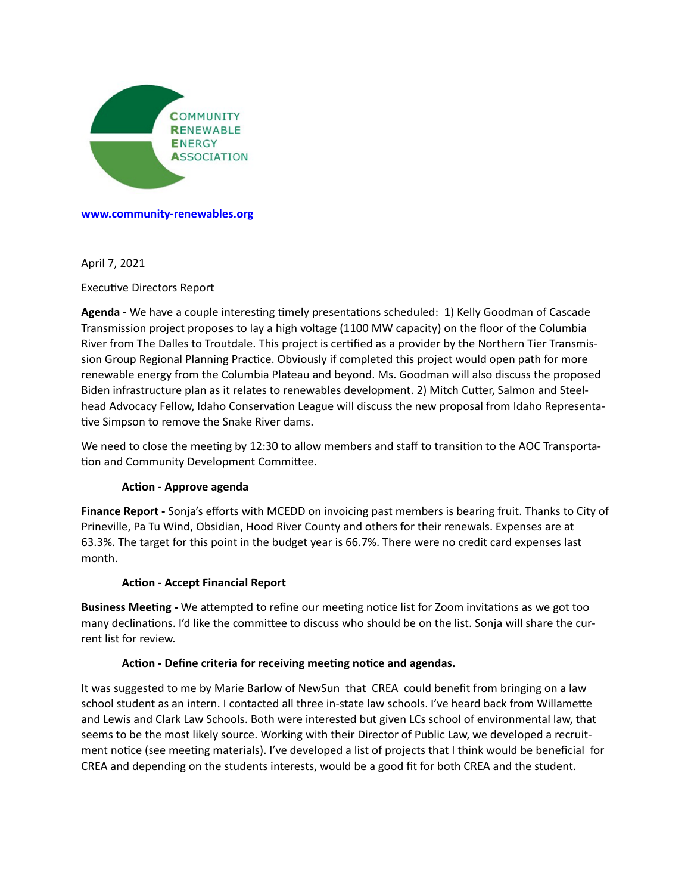COMMUNITY
RENEWABLE
ENERGY
ASSOCIATION

[www.community-renewables.org](http://www.community-renewables.org)

April 7, 2021

Executive Directors Report

**Agenda -** We have a couple interesting timely presentations scheduled: 1) Kelly Goodman of Cascade Transmission project proposes to lay a high voltage (1100 MW capacity) on the floor of the Columbia River from The Dalles to Troutdale. This project is certified as a provider by the Northern Tier Transmission Group Regional Planning Practice. Obviously if completed this project would open path for more renewable energy from the Columbia Plateau and beyond. Ms. Goodman will also discuss the proposed Biden infrastructure plan as it relates to renewables development. 2) Mitch Cutter, Salmon and Steelhead Advocacy Fellow, Idaho Conservation League will discuss the new proposal from Idaho Representative Simpson to remove the Snake River dams.

We need to close the meeting by 12:30 to allow members and staff to transition to the AOC Transportation and Community Development Committee.

**Action - Approve agenda**

**Finance Report -** Sonja's efforts with MCEDD on invoicing past members is bearing fruit. Thanks to City of Prineville, Pa Tu Wind, Obsidian, Hood River County and others for their renewals. Expenses are at 63.3%. The target for this point in the budget year is 66.7%. There were no credit card expenses last month.

**Action - Accept Financial Report**

**Business Meeting -** We attempted to refine our meeting notice list for Zoom invitations as we got too many declinations. I'd like the committee to discuss who should be on the list. Sonja will share the current list for review.

**Action - Define criteria for receiving meeting notice and agendas.**

It was suggested to me by Marie Barlow of NewSun that CREA could benefit from bringing on a law school student as an intern. I contacted all three in-state law schools. I've heard back from Willamette and Lewis and Clark Law Schools. Both were interested but given LCs school of environmental law, that seems to be the most likely source. Working with their Director of Public Law, we developed a recruitment notice (see meeting materials). I've developed a list of projects that I think would be beneficial for CREA and depending on the students interests, would be a good fit for both CREA and the student.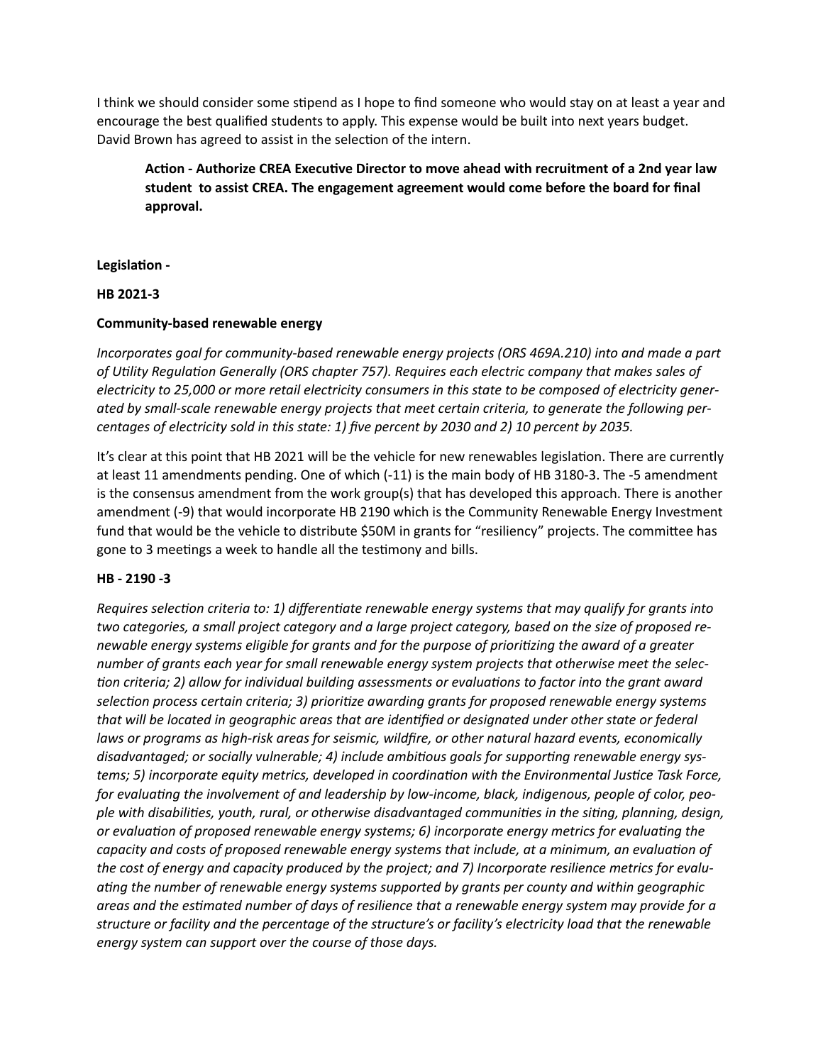I think we should consider some stipend as I hope to find someone who would stay on at least a year and encourage the best qualified students to apply. This expense would be built into next years budget. David Brown has agreed to assist in the selection of the intern.

> **Action - Authorize CREA Executive Director to move ahead with recruitment of a 2nd year law student to assist CREA. The engagement agreement would come before the board for final approval.**

**Legislation -**

**HB 2021-3**

**Community-based renewable energy**

*Incorporates goal for community-based renewable energy projects (ORS 469A.210) into and made a part of Utility Regulation Generally (ORS chapter 757). Requires each electric company that makes sales of electricity to 25,000 or more retail electricity consumers in this state to be composed of electricity generated by small-scale renewable energy projects that meet certain criteria, to generate the following percentages of electricity sold in this state: 1) five percent by 2030 and 2) 10 percent by 2035.*

It's clear at this point that HB 2021 will be the vehicle for new renewables legislation. There are currently at least 11 amendments pending. One of which (-11) is the main body of HB 3180-3. The -5 amendment is the consensus amendment from the work group(s) that has developed this approach. There is another amendment (-9) that would incorporate HB 2190 which is the Community Renewable Energy Investment fund that would be the vehicle to distribute $50M in grants for "resiliency" projects. The committee has gone to 3 meetings a week to handle all the testimony and bills.

**HB - 2190 -3**

*Requires selection criteria to: 1) differentiate renewable energy systems that may qualify for grants into two categories, a small project category and a large project category, based on the size of proposed renewable energy systems eligible for grants and for the purpose of prioritizing the award of a greater number of grants each year for small renewable energy system projects that otherwise meet the selection criteria; 2) allow for individual building assessments or evaluations to factor into the grant award selection process certain criteria; 3) prioritize awarding grants for proposed renewable energy systems that will be located in geographic areas that are identified or designated under other state or federal laws or programs as high-risk areas for seismic, wildfire, or other natural hazard events, economically disadvantaged; or socially vulnerable; 4) include ambitious goals for supporting renewable energy systems; 5) incorporate equity metrics, developed in coordination with the Environmental Justice Task Force, for evaluating the involvement of and leadership by low-income, black, indigenous, people of color, people with disabilities, youth, rural, or otherwise disadvantaged communities in the siting, planning, design, or evaluation of proposed renewable energy systems; 6) incorporate energy metrics for evaluating the capacity and costs of proposed renewable energy systems that include, at a minimum, an evaluation of the cost of energy and capacity produced by the project; and 7) Incorporate resilience metrics for evaluating the number of renewable energy systems supported by grants per county and within geographic areas and the estimated number of days of resilience that a renewable energy system may provide for a structure or facility and the percentage of the structure's or facility's electricity load that the renewable energy system can support over the course of those days.*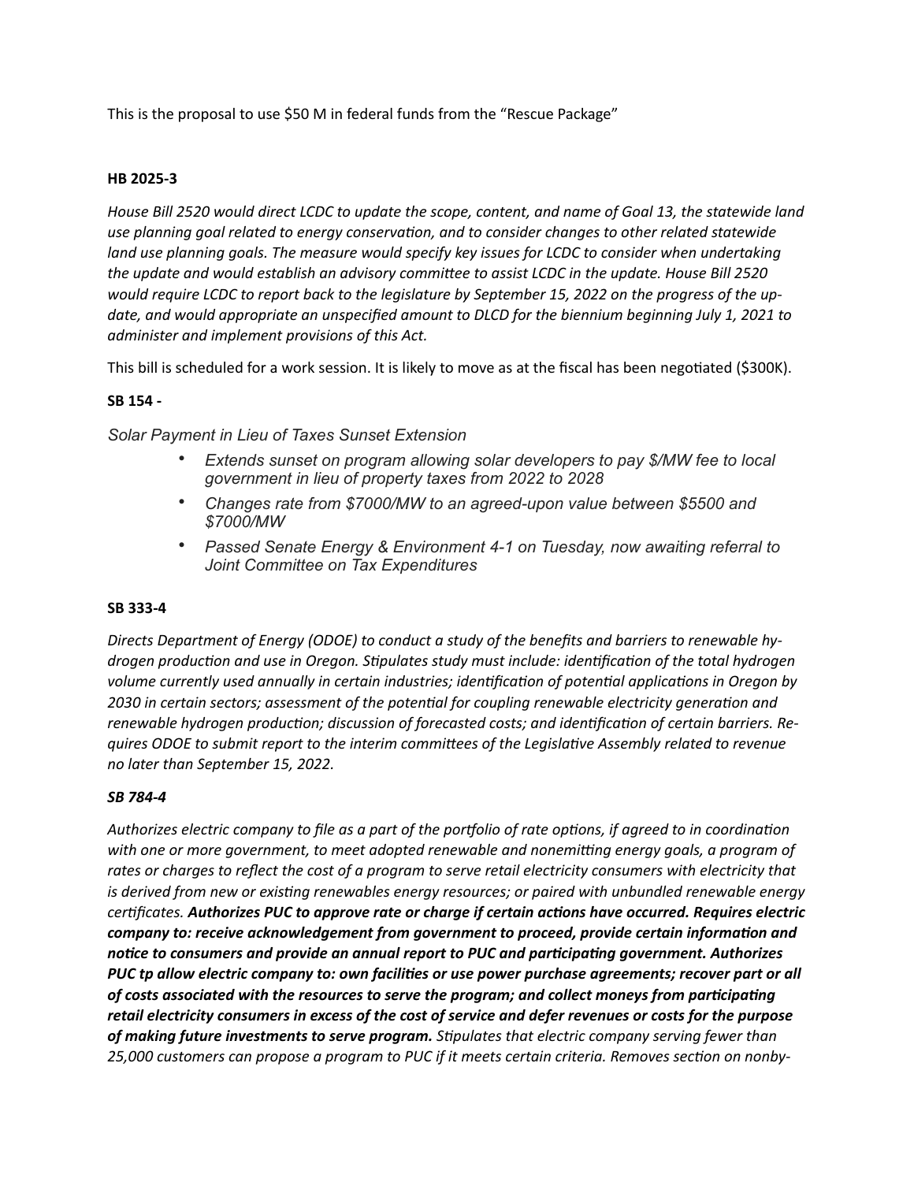This is the proposal to use $50 M in federal funds from the "Rescue Package"

**HB 2025-3**

*House Bill 2520 would direct LCDC to update the scope, content, and name of Goal 13, the statewide land use planning goal related to energy conservation, and to consider changes to other related statewide land use planning goals. The measure would specify key issues for LCDC to consider when undertaking the update and would establish an advisory committee to assist LCDC in the update. House Bill 2520 would require LCDC to report back to the legislature by September 15, 2022 on the progress of the update, and would appropriate an unspecified amount to DLCD for the biennium beginning July 1, 2021 to administer and implement provisions of this Act.*

This bill is scheduled for a work session. It is likely to move as at the fiscal has been negotiated ($300K).

**SB 154 -**

*Solar Payment in Lieu of Taxes Sunset Extension*

- *Extends sunset on program allowing solar developers to pay $/MW fee to local government in lieu of property taxes from 2022 to 2028*
- *Changes rate from $7000/MW to an agreed-upon value between $5500 and $7000/MW*
- *Passed Senate Energy & Environment 4-1 on Tuesday, now awaiting referral to Joint Committee on Tax Expenditures*

**SB 333-4**

*Directs Department of Energy (ODOE) to conduct a study of the benefits and barriers to renewable hydrogen production and use in Oregon. Stipulates study must include: identification of the total hydrogen volume currently used annually in certain industries; identification of potential applications in Oregon by 2030 in certain sectors; assessment of the potential for coupling renewable electricity generation and renewable hydrogen production; discussion of forecasted costs; and identification of certain barriers. Requires ODOE to submit report to the interim committees of the Legislative Assembly related to revenue no later than September 15, 2022.*

***SB 784-4***

*Authorizes electric company to file as a part of the portfolio of rate options, if agreed to in coordination with one or more government, to meet adopted renewable and nonemitting energy goals, a program of rates or charges to reflect the cost of a program to serve retail electricity consumers with electricity that is derived from new or existing renewables energy resources; or paired with unbundled renewable energy certificates.* ***Authorizes PUC to approve rate or charge if certain actions have occurred. Requires electric company to: receive acknowledgement from government to proceed, provide certain information and notice to consumers and provide an annual report to PUC and participating government. Authorizes PUC tp allow electric company to: own facilities or use power purchase agreements; recover part or all of costs associated with the resources to serve the program; and collect moneys from participating retail electricity consumers in excess of the cost of service and defer revenues or costs for the purpose of making future investments to serve program.*** *Stipulates that electric company serving fewer than 25,000 customers can propose a program to PUC if it meets certain criteria. Removes section on nonby-*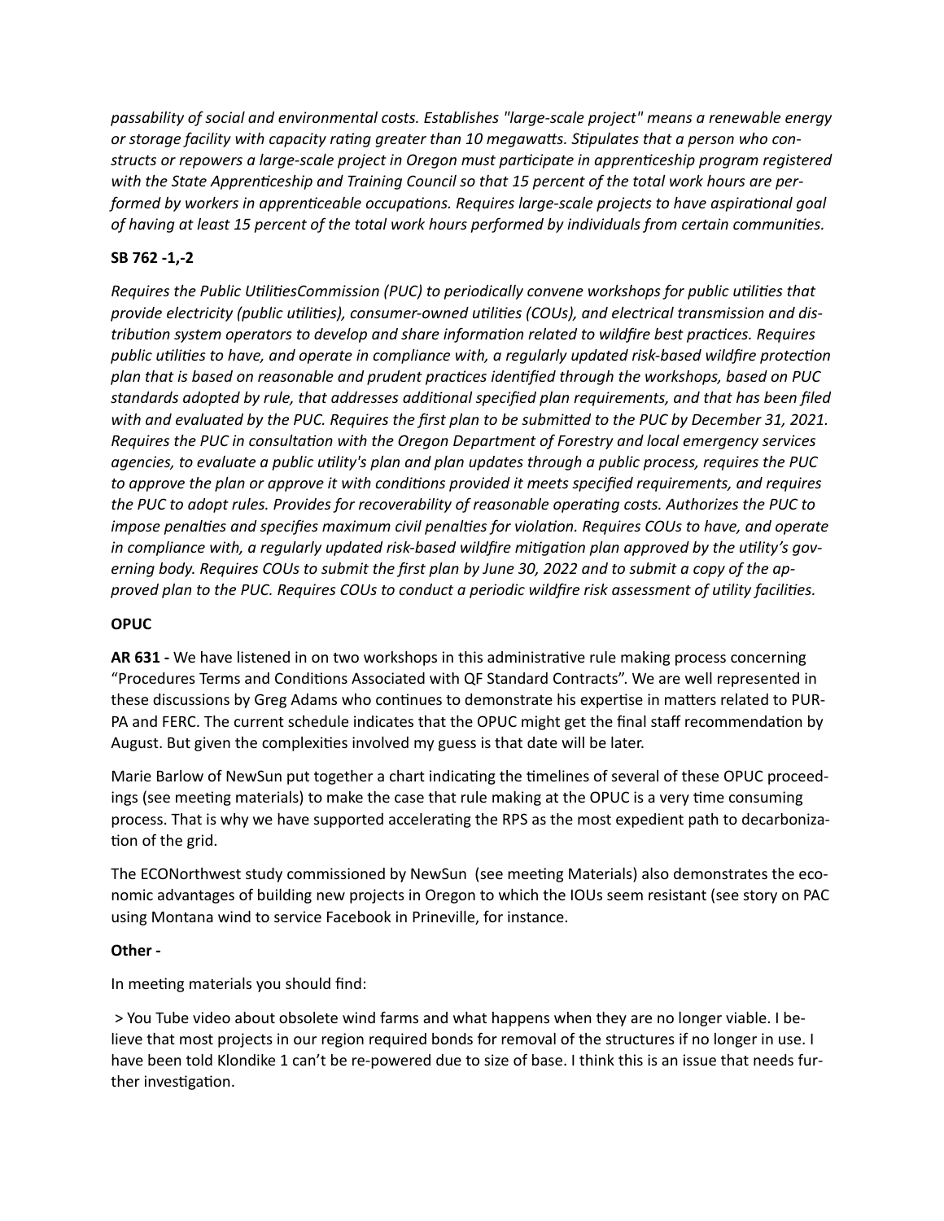*passability of social and environmental costs. Establishes "large-scale project" means a renewable energy or storage facility with capacity rating greater than 10 megawatts. Stipulates that a person who constructs or repowers a large-scale project in Oregon must participate in apprenticeship program registered with the State Apprenticeship and Training Council so that 15 percent of the total work hours are performed by workers in apprenticeable occupations. Requires large-scale projects to have aspirational goal of having at least 15 percent of the total work hours performed by individuals from certain communities.*

**SB 762 -1,-2**

*Requires the Public UtilitiesCommission (PUC) to periodically convene workshops for public utilities that provide electricity (public utilities), consumer-owned utilities (COUs), and electrical transmission and distribution system operators to develop and share information related to wildfire best practices. Requires public utilities to have, and operate in compliance with, a regularly updated risk-based wildfire protection plan that is based on reasonable and prudent practices identified through the workshops, based on PUC standards adopted by rule, that addresses additional specified plan requirements, and that has been filed with and evaluated by the PUC. Requires the first plan to be submitted to the PUC by December 31, 2021. Requires the PUC in consultation with the Oregon Department of Forestry and local emergency services agencies, to evaluate a public utility's plan and plan updates through a public process, requires the PUC to approve the plan or approve it with conditions provided it meets specified requirements, and requires the PUC to adopt rules. Provides for recoverability of reasonable operating costs. Authorizes the PUC to impose penalties and specifies maximum civil penalties for violation. Requires COUs to have, and operate in compliance with, a regularly updated risk-based wildfire mitigation plan approved by the utility's governing body. Requires COUs to submit the first plan by June 30, 2022 and to submit a copy of the approved plan to the PUC. Requires COUs to conduct a periodic wildfire risk assessment of utility facilities.*

**OPUC**

**AR 631 -** We have listened in on two workshops in this administrative rule making process concerning "Procedures Terms and Conditions Associated with QF Standard Contracts". We are well represented in these discussions by Greg Adams who continues to demonstrate his expertise in matters related to PURPA and FERC. The current schedule indicates that the OPUC might get the final staff recommendation by August. But given the complexities involved my guess is that date will be later.

Marie Barlow of NewSun put together a chart indicating the timelines of several of these OPUC proceedings (see meeting materials) to make the case that rule making at the OPUC is a very time consuming process. That is why we have supported accelerating the RPS as the most expedient path to decarbonization of the grid.

The ECONorthwest study commissioned by NewSun (see meeting Materials) also demonstrates the economic advantages of building new projects in Oregon to which the IOUs seem resistant (see story on PAC using Montana wind to service Facebook in Prineville, for instance.

**Other -**

In meeting materials you should find:

> You Tube video about obsolete wind farms and what happens when they are no longer viable. I believe that most projects in our region required bonds for removal of the structures if no longer in use. I have been told Klondike 1 can't be re-powered due to size of base. I think this is an issue that needs further investigation.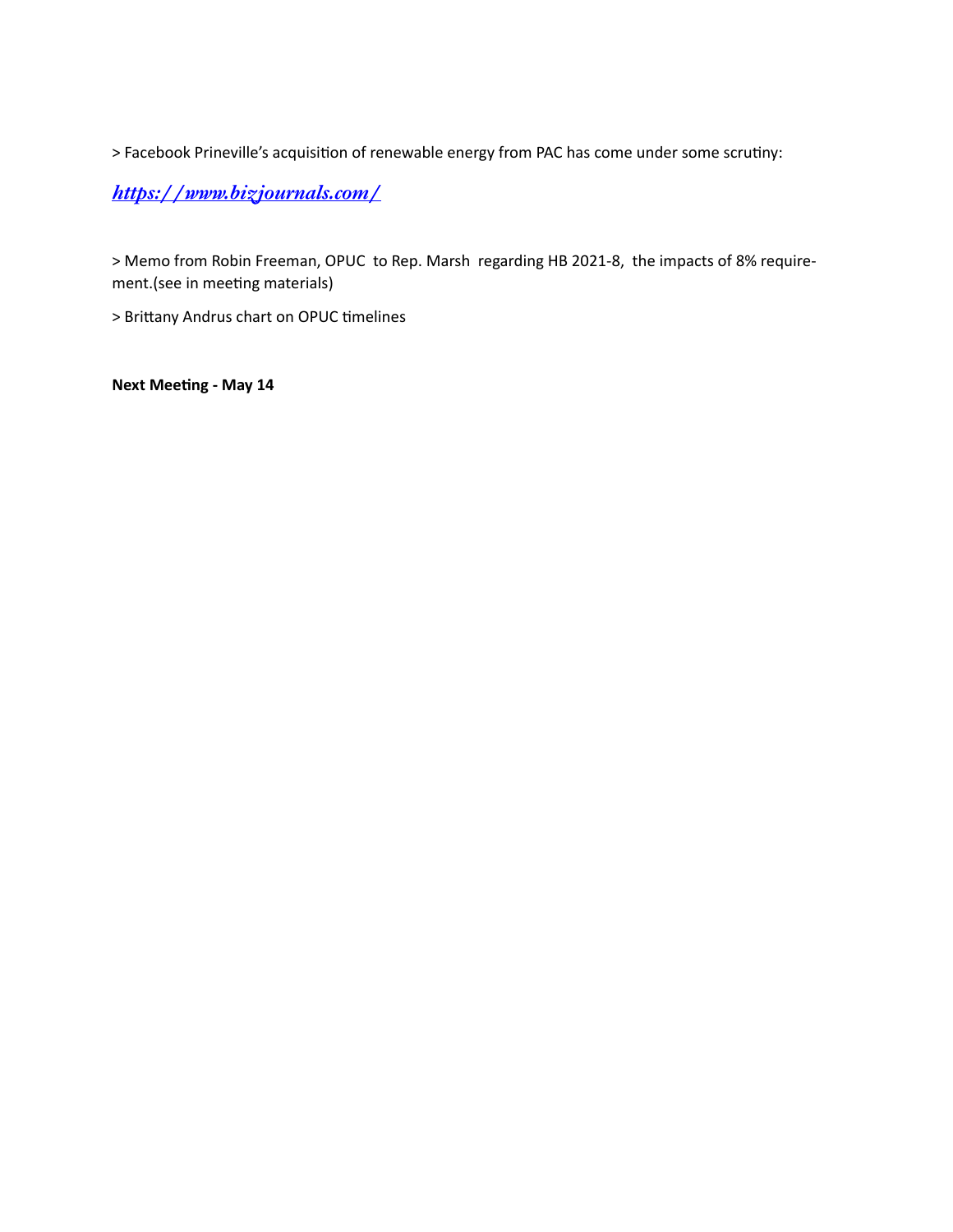> Facebook Prineville's acquisition of renewable energy from PAC has come under some scrutiny:

***https://www.bizjournals.com/***

> Memo from Robin Freeman, OPUC to Rep. Marsh regarding HB 2021-8, the impacts of 8% requirement.(see in meeting materials)

> Brittany Andrus chart on OPUC timelines

**Next Meeting - May 14**